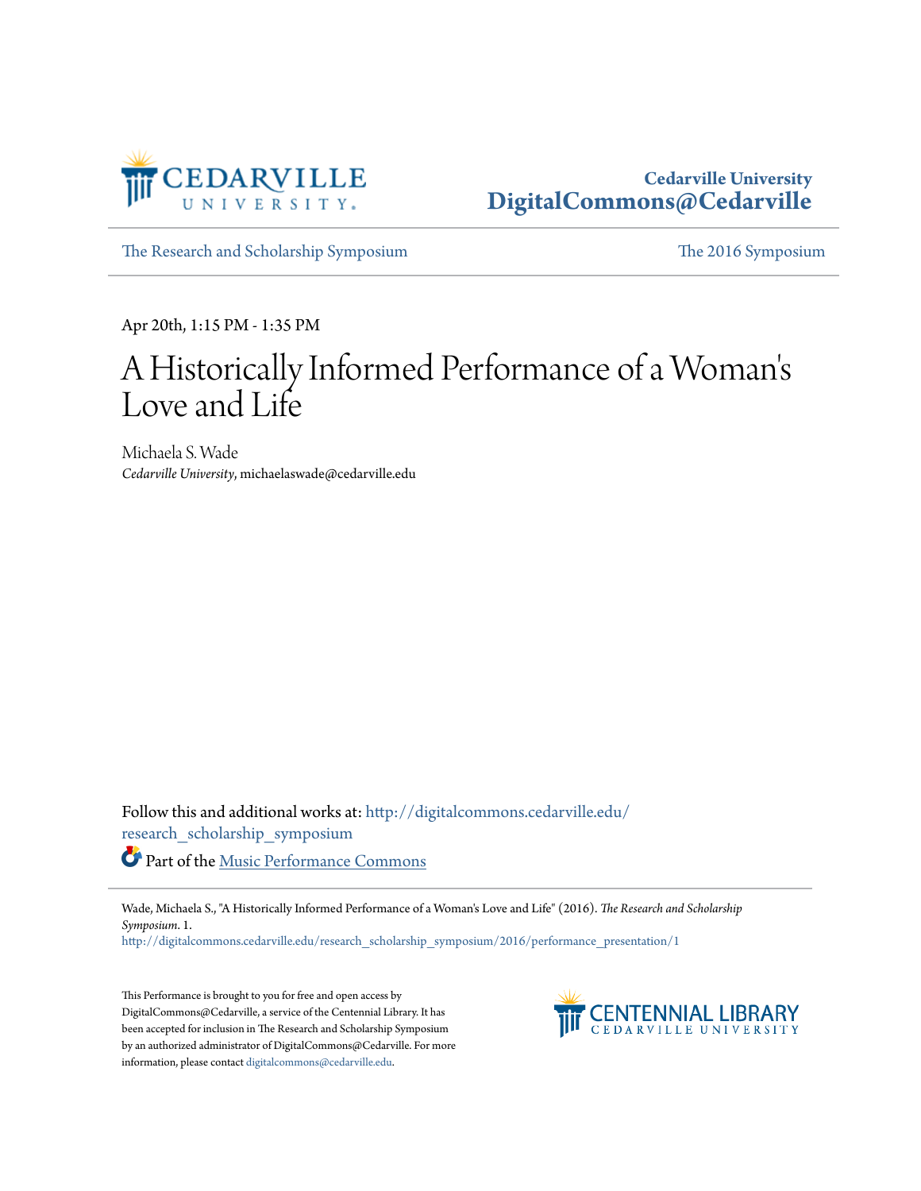Cedarville University
DigitalCommons@Cedarville

The Research and Scholarship Symposium | The 2016 Symposium

Apr 20th, 1:15 PM - 1:35 PM

# A Historically Informed Performance of a Woman's Love and Life

Michaela S. Wade
*Cedarville University*, michaelaswade@cedarville.edu

Follow this and additional works at: http://digitalcommons.cedarville.edu/research_scholarship_symposium

Part of the Music Performance Commons

Wade, Michaela S., "A Historically Informed Performance of a Woman's Love and Life" (2016). *The Research and Scholarship Symposium*. 1.
http://digitalcommons.cedarville.edu/research_scholarship_symposium/2016/performance_presentation/1

This Performance is brought to you for free and open access by DigitalCommons@Cedarville, a service of the Centennial Library. It has been accepted for inclusion in The Research and Scholarship Symposium by an authorized administrator of DigitalCommons@Cedarville. For more information, please contact digitalcommons@cedarville.edu.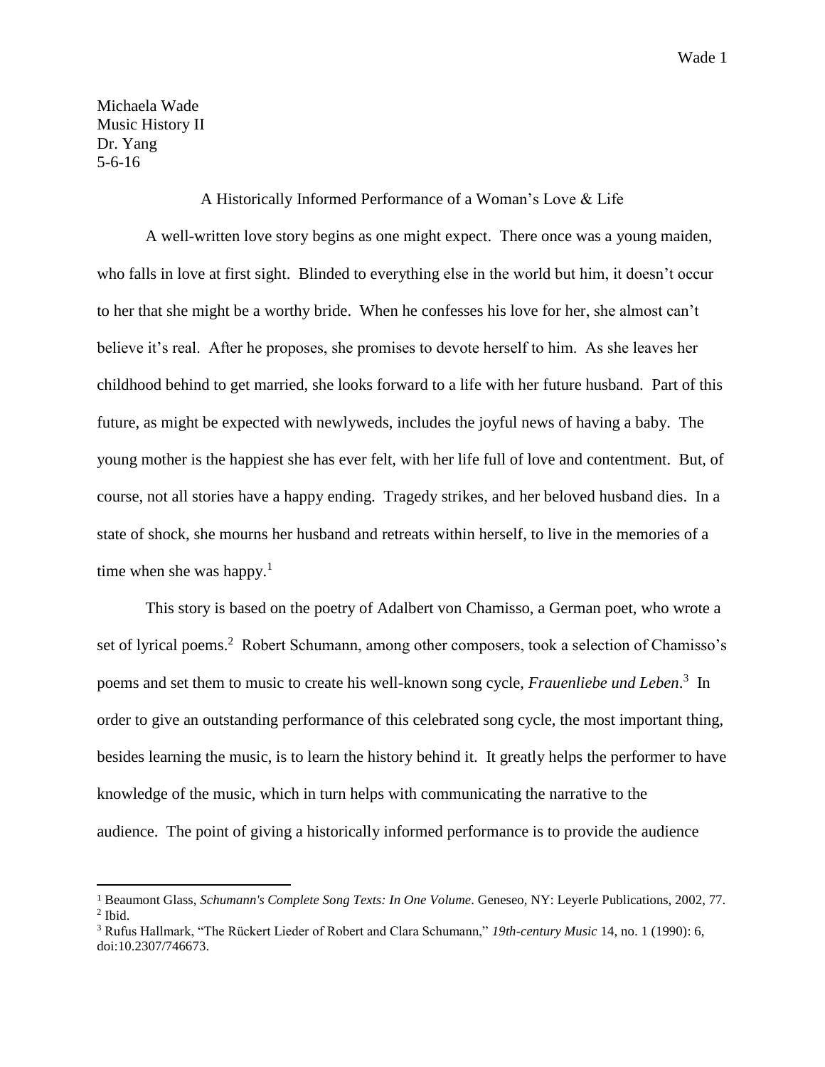Michaela Wade
Music History II
Dr. Yang
5-6-16

A Historically Informed Performance of a Woman's Love & Life

A well-written love story begins as one might expect. There once was a young maiden, who falls in love at first sight. Blinded to everything else in the world but him, it doesn't occur to her that she might be a worthy bride. When he confesses his love for her, she almost can't believe it's real. After he proposes, she promises to devote herself to him. As she leaves her childhood behind to get married, she looks forward to a life with her future husband. Part of this future, as might be expected with newlyweds, includes the joyful news of having a baby. The young mother is the happiest she has ever felt, with her life full of love and contentment. But, of course, not all stories have a happy ending. Tragedy strikes, and her beloved husband dies. In a state of shock, she mourns her husband and retreats within herself, to live in the memories of a time when she was happy.[1]

This story is based on the poetry of Adalbert von Chamisso, a German poet, who wrote a set of lyrical poems.[2] Robert Schumann, among other composers, took a selection of Chamisso's poems and set them to music to create his well-known song cycle, *Frauenliebe und Leben*.[3] In order to give an outstanding performance of this celebrated song cycle, the most important thing, besides learning the music, is to learn the history behind it. It greatly helps the performer to have knowledge of the music, which in turn helps with communicating the narrative to the audience. The point of giving a historically informed performance is to provide the audience

---

[1] Beaumont Glass, *Schumann's Complete Song Texts: In One Volume*. Geneseo, NY: Leyerle Publications, 2002, 77.
[2] Ibid.
[3] Rufus Hallmark, "The Rückert Lieder of Robert and Clara Schumann," *19th-century Music* 14, no. 1 (1990): 6, doi:10.2307/746673.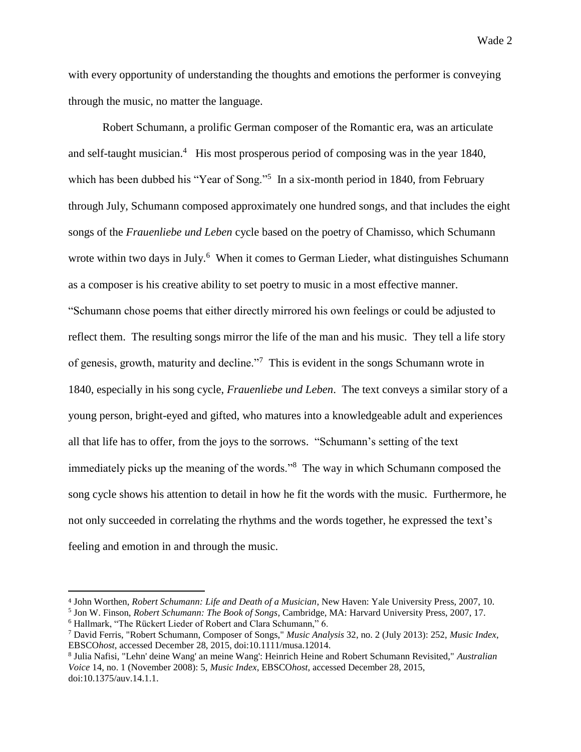with every opportunity of understanding the thoughts and emotions the performer is conveying through the music, no matter the language.

Robert Schumann, a prolific German composer of the Romantic era, was an articulate and self-taught musician.[4] His most prosperous period of composing was in the year 1840, which has been dubbed his "Year of Song."[5] In a six-month period in 1840, from February through July, Schumann composed approximately one hundred songs, and that includes the eight songs of the *Frauenliebe und Leben* cycle based on the poetry of Chamisso, which Schumann wrote within two days in July.[6] When it comes to German Lieder, what distinguishes Schumann as a composer is his creative ability to set poetry to music in a most effective manner. "Schumann chose poems that either directly mirrored his own feelings or could be adjusted to reflect them. The resulting songs mirror the life of the man and his music. They tell a life story of genesis, growth, maturity and decline."[7] This is evident in the songs Schumann wrote in 1840, especially in his song cycle, *Frauenliebe und Leben*. The text conveys a similar story of a young person, bright-eyed and gifted, who matures into a knowledgeable adult and experiences all that life has to offer, from the joys to the sorrows. "Schumann's setting of the text immediately picks up the meaning of the words."[8] The way in which Schumann composed the song cycle shows his attention to detail in how he fit the words with the music. Furthermore, he not only succeeded in correlating the rhythms and the words together, he expressed the text's feeling and emotion in and through the music.

---

[4] John Worthen, *Robert Schumann: Life and Death of a Musician*, New Haven: Yale University Press, 2007, 10.

[5] Jon W. Finson, *Robert Schumann: The Book of Songs*, Cambridge, MA: Harvard University Press, 2007, 17.

[6] Hallmark, "The Rückert Lieder of Robert and Clara Schumann," 6.

[7] David Ferris, "Robert Schumann, Composer of Songs," *Music Analysis* 32, no. 2 (July 2013): 252, *Music Index*, EBSCO*host*, accessed December 28, 2015, doi:10.1111/musa.12014.

[8] Julia Nafisi, "Lehn' deine Wang' an meine Wang': Heinrich Heine and Robert Schumann Revisited," *Australian Voice* 14, no. 1 (November 2008): 5, *Music Index*, EBSCO*host*, accessed December 28, 2015, doi:10.1375/auv.14.1.1.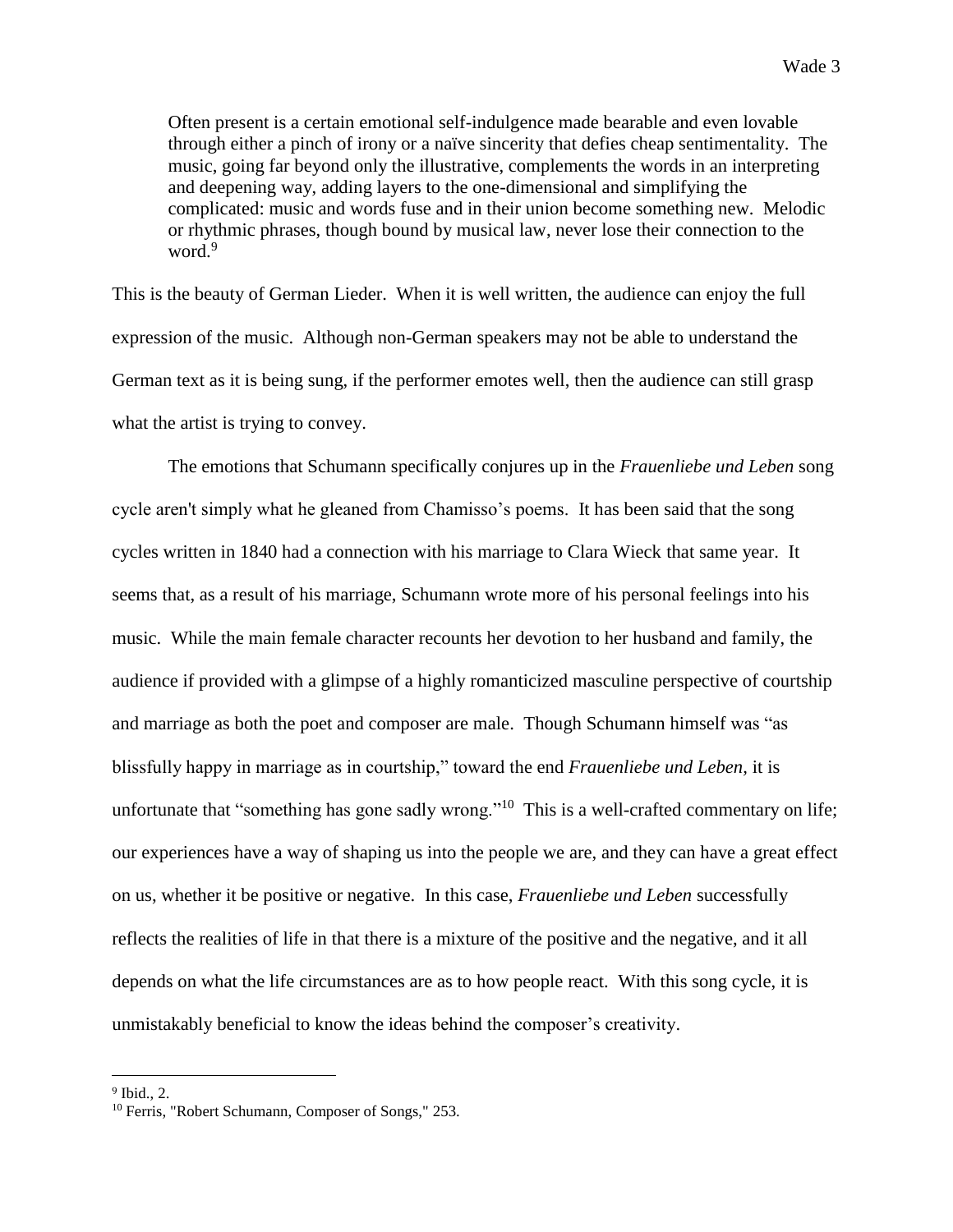> Often present is a certain emotional self-indulgence made bearable and even lovable through either a pinch of irony or a naïve sincerity that defies cheap sentimentality. The music, going far beyond only the illustrative, complements the words in an interpreting and deepening way, adding layers to the one-dimensional and simplifying the complicated: music and words fuse and in their union become something new. Melodic or rhythmic phrases, though bound by musical law, never lose their connection to the word.[9]

This is the beauty of German Lieder. When it is well written, the audience can enjoy the full expression of the music. Although non-German speakers may not be able to understand the German text as it is being sung, if the performer emotes well, then the audience can still grasp what the artist is trying to convey.

The emotions that Schumann specifically conjures up in the *Frauenliebe und Leben* song cycle aren't simply what he gleaned from Chamisso's poems. It has been said that the song cycles written in 1840 had a connection with his marriage to Clara Wieck that same year. It seems that, as a result of his marriage, Schumann wrote more of his personal feelings into his music. While the main female character recounts her devotion to her husband and family, the audience if provided with a glimpse of a highly romanticized masculine perspective of courtship and marriage as both the poet and composer are male. Though Schumann himself was "as blissfully happy in marriage as in courtship," toward the end *Frauenliebe und Leben,* it is unfortunate that "something has gone sadly wrong."[10] This is a well-crafted commentary on life; our experiences have a way of shaping us into the people we are, and they can have a great effect on us, whether it be positive or negative. In this case, *Frauenliebe und Leben* successfully reflects the realities of life in that there is a mixture of the positive and the negative, and it all depends on what the life circumstances are as to how people react. With this song cycle, it is unmistakably beneficial to know the ideas behind the composer's creativity.

---

[9] Ibid., 2.

[10] Ferris, "Robert Schumann, Composer of Songs," 253.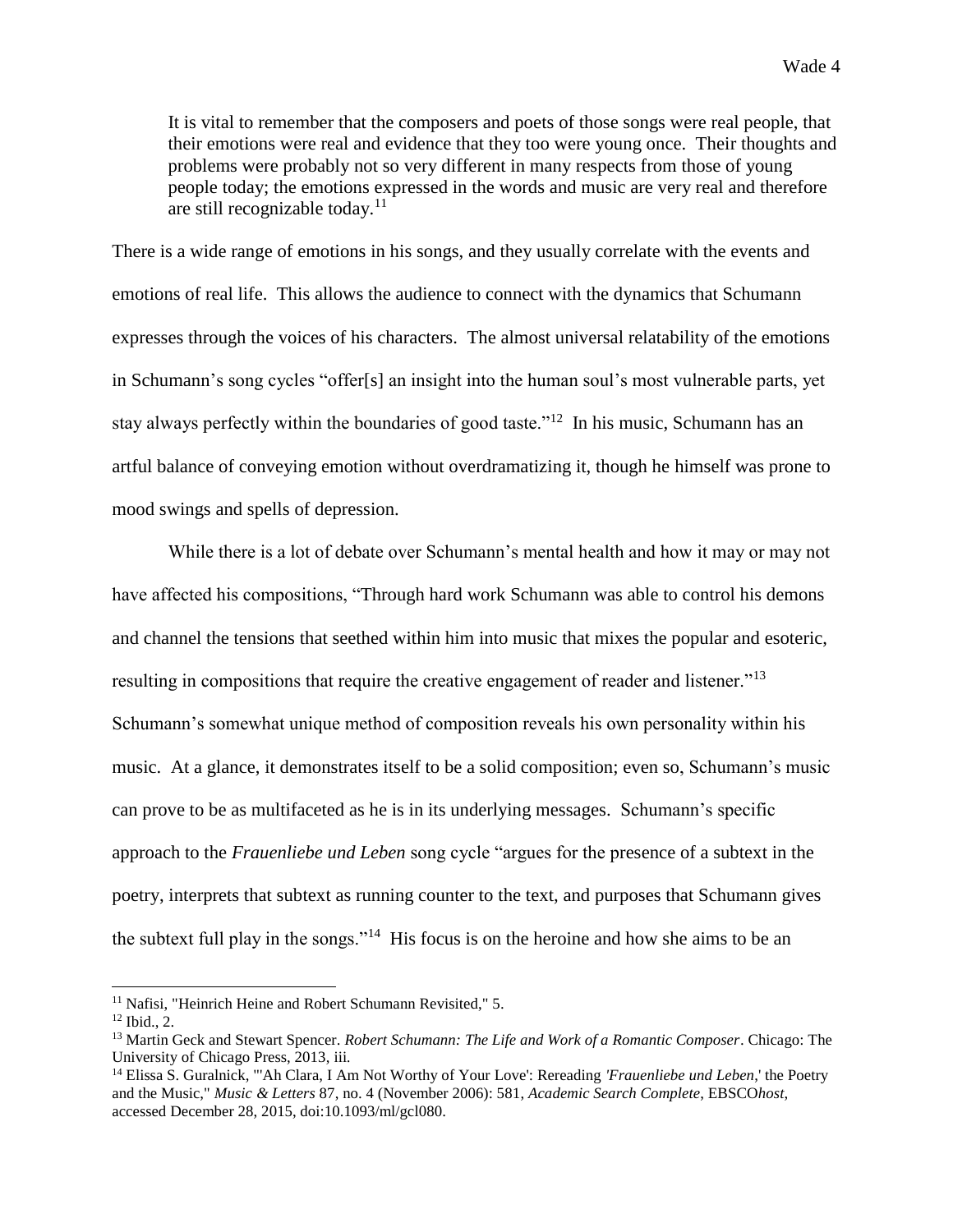> It is vital to remember that the composers and poets of those songs were real people, that their emotions were real and evidence that they too were young once. Their thoughts and problems were probably not so very different in many respects from those of young people today; the emotions expressed in the words and music are very real and therefore are still recognizable today.[11]

There is a wide range of emotions in his songs, and they usually correlate with the events and emotions of real life. This allows the audience to connect with the dynamics that Schumann expresses through the voices of his characters. The almost universal relatability of the emotions in Schumann's song cycles "offer[s] an insight into the human soul's most vulnerable parts, yet stay always perfectly within the boundaries of good taste."[12] In his music, Schumann has an artful balance of conveying emotion without overdramatizing it, though he himself was prone to mood swings and spells of depression.

While there is a lot of debate over Schumann's mental health and how it may or may not have affected his compositions, "Through hard work Schumann was able to control his demons and channel the tensions that seethed within him into music that mixes the popular and esoteric, resulting in compositions that require the creative engagement of reader and listener."[13] Schumann's somewhat unique method of composition reveals his own personality within his music. At a glance, it demonstrates itself to be a solid composition; even so, Schumann's music can prove to be as multifaceted as he is in its underlying messages. Schumann's specific approach to the *Frauenliebe und Leben* song cycle "argues for the presence of a subtext in the poetry, interprets that subtext as running counter to the text, and purposes that Schumann gives the subtext full play in the songs."[14] His focus is on the heroine and how she aims to be an

---

[11] Nafisi, "Heinrich Heine and Robert Schumann Revisited," 5.

[12] Ibid., 2.

[13] Martin Geck and Stewart Spencer. *Robert Schumann: The Life and Work of a Romantic Composer*. Chicago: The University of Chicago Press, 2013, iii.

[14] Elissa S. Guralnick, "'Ah Clara, I Am Not Worthy of Your Love': Rereading *'Frauenliebe und Leben*,' the Poetry and the Music," *Music & Letters* 87, no. 4 (November 2006): 581, *Academic Search Complete*, EBSCO*host*, accessed December 28, 2015, doi:10.1093/ml/gcl080.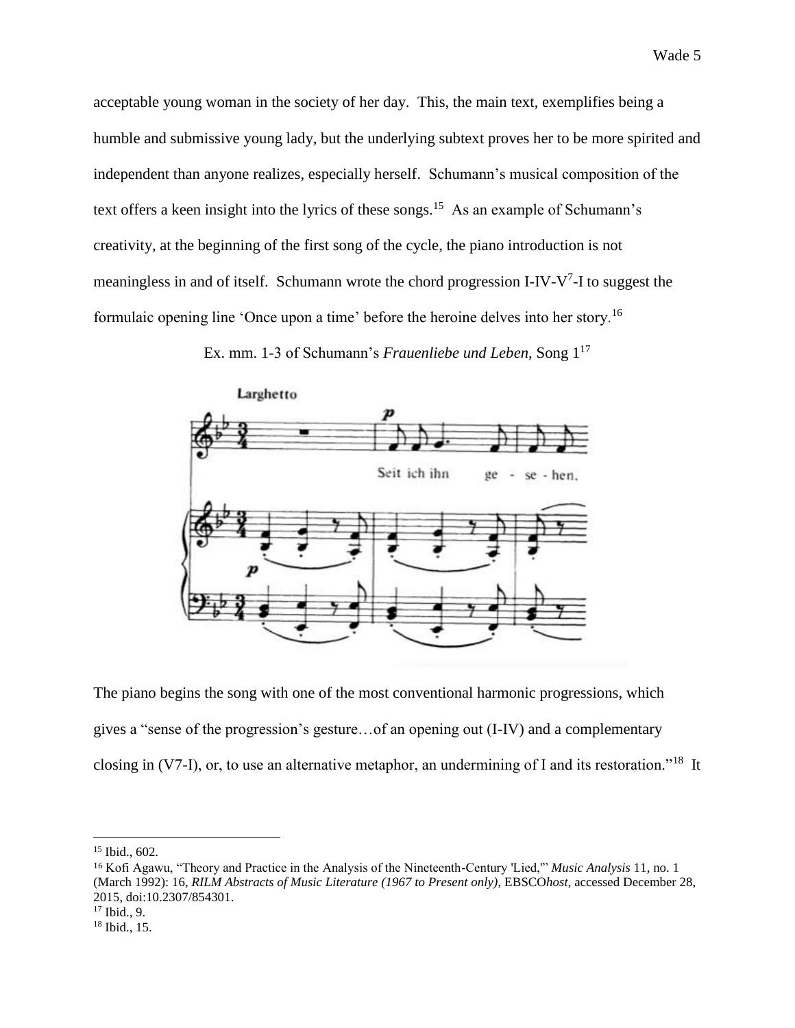acceptable young woman in the society of her day. This, the main text, exemplifies being a humble and submissive young lady, but the underlying subtext proves her to be more spirited and independent than anyone realizes, especially herself. Schumann's musical composition of the text offers a keen insight into the lyrics of these songs.[15] As an example of Schumann's creativity, at the beginning of the first song of the cycle, the piano introduction is not meaningless in and of itself. Schumann wrote the chord progression I-IV-$V^7$-I to suggest the formulaic opening line 'Once upon a time' before the heroine delves into her story.[16]

Ex. mm. 1-3 of Schumann's *Frauenliebe und Leben*, Song 1[17]

The piano begins the song with one of the most conventional harmonic progressions, which gives a "sense of the progression's gesture…of an opening out (I-IV) and a complementary closing in (V7-I), or, to use an alternative metaphor, an undermining of I and its restoration."[18] It

---

[15] Ibid., 602.

[16] Kofi Agawu, "Theory and Practice in the Analysis of the Nineteenth-Century 'Lied,'" *Music Analysis* 11, no. 1 (March 1992): 16, *RILM Abstracts of Music Literature (1967 to Present only)*, EBSCO*host*, accessed December 28, 2015, doi:10.2307/854301.

[17] Ibid., 9.

[18] Ibid., 15.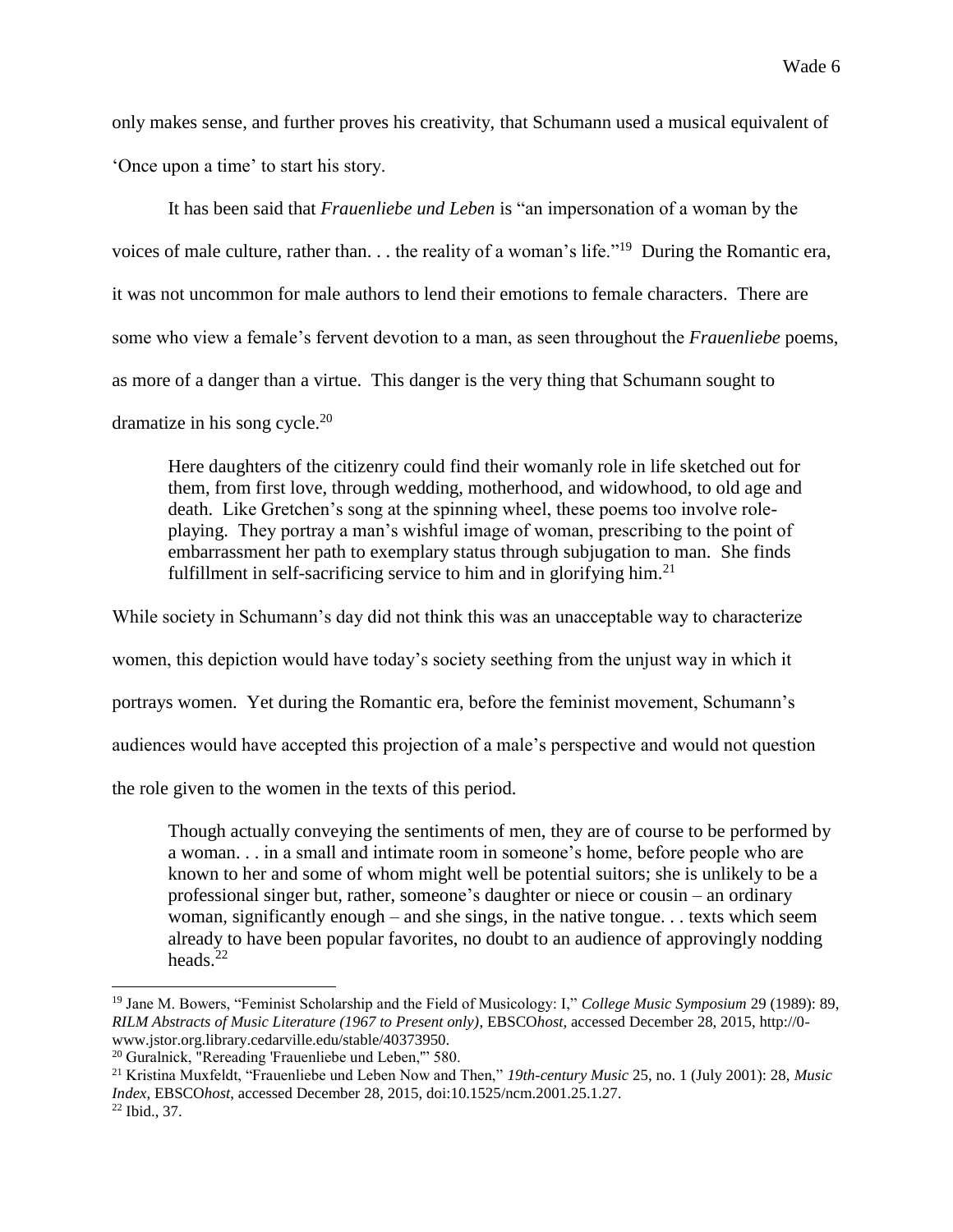only makes sense, and further proves his creativity, that Schumann used a musical equivalent of 'Once upon a time' to start his story.

It has been said that *Frauenliebe und Leben* is "an impersonation of a woman by the voices of male culture, rather than. . . the reality of a woman's life."[19] During the Romantic era, it was not uncommon for male authors to lend their emotions to female characters. There are some who view a female's fervent devotion to a man, as seen throughout the *Frauenliebe* poems, as more of a danger than a virtue. This danger is the very thing that Schumann sought to dramatize in his song cycle.[20]

> Here daughters of the citizenry could find their womanly role in life sketched out for them, from first love, through wedding, motherhood, and widowhood, to old age and death. Like Gretchen's song at the spinning wheel, these poems too involve role-playing. They portray a man's wishful image of woman, prescribing to the point of embarrassment her path to exemplary status through subjugation to man. She finds fulfillment in self-sacrificing service to him and in glorifying him.[21]

While society in Schumann's day did not think this was an unacceptable way to characterize women, this depiction would have today's society seething from the unjust way in which it portrays women. Yet during the Romantic era, before the feminist movement, Schumann's audiences would have accepted this projection of a male's perspective and would not question the role given to the women in the texts of this period.

> Though actually conveying the sentiments of men, they are of course to be performed by a woman. . . in a small and intimate room in someone's home, before people who are known to her and some of whom might well be potential suitors; she is unlikely to be a professional singer but, rather, someone's daughter or niece or cousin – an ordinary woman, significantly enough – and she sings, in the native tongue. . . texts which seem already to have been popular favorites, no doubt to an audience of approvingly nodding heads.[22]

---

[19] Jane M. Bowers, "Feminist Scholarship and the Field of Musicology: I," *College Music Symposium* 29 (1989): 89, *RILM Abstracts of Music Literature (1967 to Present only)*, EBSCO*host*, accessed December 28, 2015, http://0-www.jstor.org.library.cedarville.edu/stable/40373950.

[20] Guralnick, "Rereading 'Frauenliebe und Leben,'" 580.

[21] Kristina Muxfeldt, "Frauenliebe und Leben Now and Then," *19th-century Music* 25, no. 1 (July 2001): 28, *Music Index*, EBSCO*host*, accessed December 28, 2015, doi:10.1525/ncm.2001.25.1.27.

[22] Ibid., 37.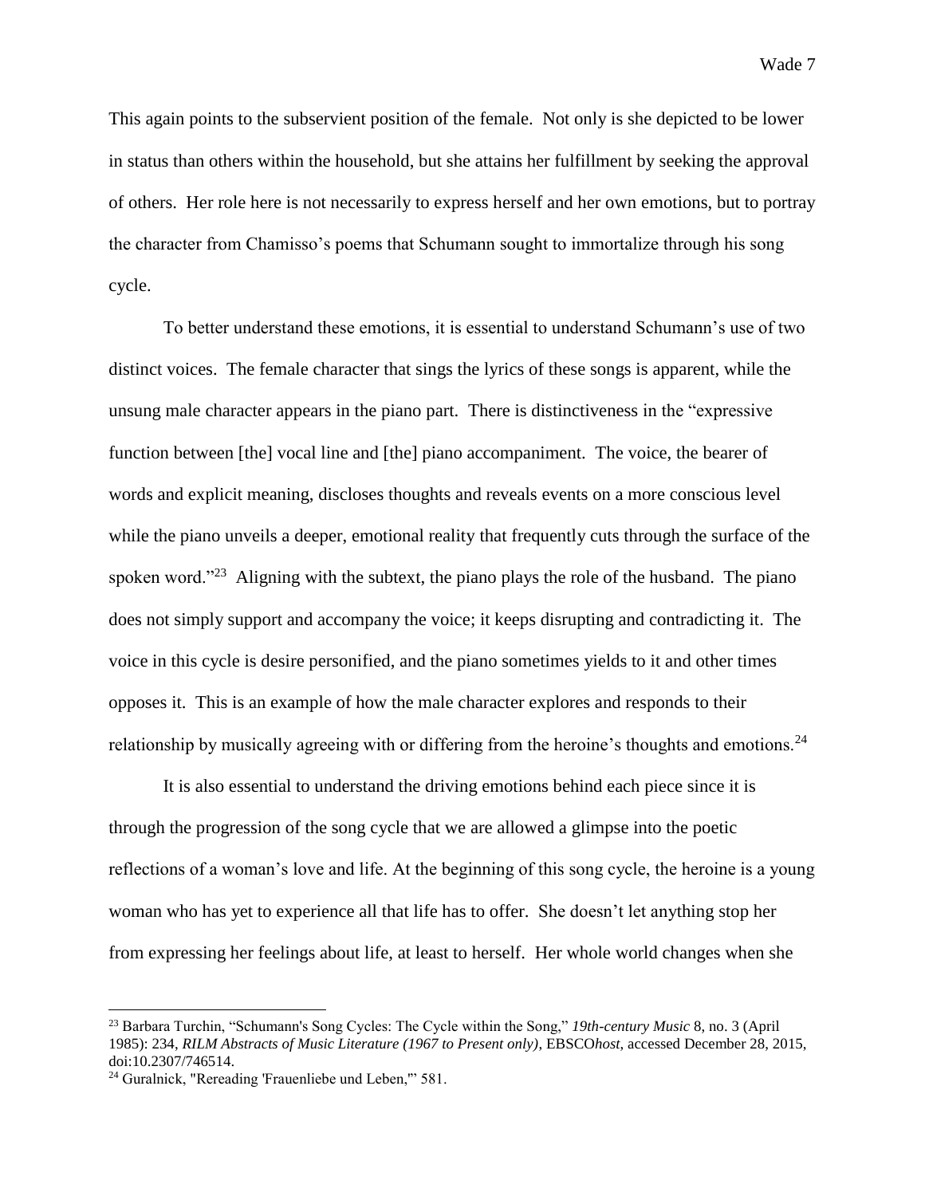This again points to the subservient position of the female. Not only is she depicted to be lower in status than others within the household, but she attains her fulfillment by seeking the approval of others. Her role here is not necessarily to express herself and her own emotions, but to portray the character from Chamisso's poems that Schumann sought to immortalize through his song cycle.

To better understand these emotions, it is essential to understand Schumann's use of two distinct voices. The female character that sings the lyrics of these songs is apparent, while the unsung male character appears in the piano part. There is distinctiveness in the "expressive function between [the] vocal line and [the] piano accompaniment. The voice, the bearer of words and explicit meaning, discloses thoughts and reveals events on a more conscious level while the piano unveils a deeper, emotional reality that frequently cuts through the surface of the spoken word."[23] Aligning with the subtext, the piano plays the role of the husband. The piano does not simply support and accompany the voice; it keeps disrupting and contradicting it. The voice in this cycle is desire personified, and the piano sometimes yields to it and other times opposes it. This is an example of how the male character explores and responds to their relationship by musically agreeing with or differing from the heroine's thoughts and emotions.[24]

It is also essential to understand the driving emotions behind each piece since it is through the progression of the song cycle that we are allowed a glimpse into the poetic reflections of a woman's love and life. At the beginning of this song cycle, the heroine is a young woman who has yet to experience all that life has to offer. She doesn't let anything stop her from expressing her feelings about life, at least to herself. Her whole world changes when she

---

[23] Barbara Turchin, "Schumann's Song Cycles: The Cycle within the Song," *19th-century Music* 8, no. 3 (April 1985): 234, *RILM Abstracts of Music Literature (1967 to Present only)*, EBSCO*host*, accessed December 28, 2015, doi:10.2307/746514.

[24] Guralnick, "Rereading 'Frauenliebe und Leben,'" 581.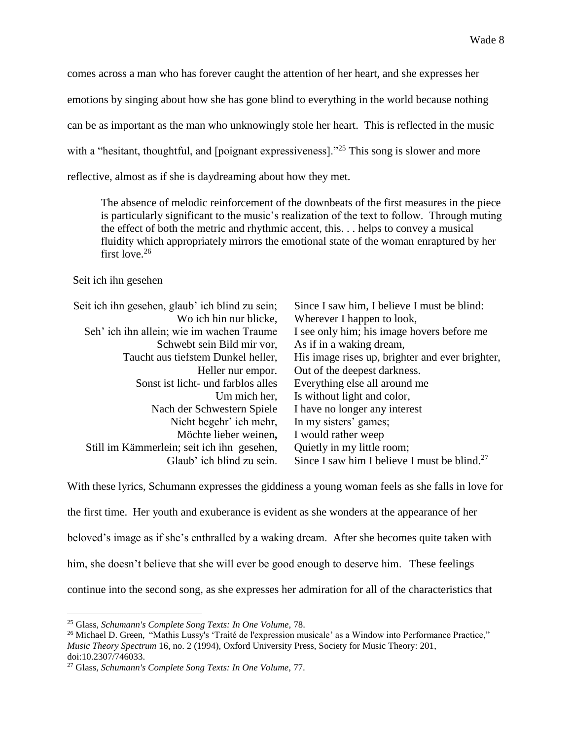comes across a man who has forever caught the attention of her heart, and she expresses her emotions by singing about how she has gone blind to everything in the world because nothing can be as important as the man who unknowingly stole her heart. This is reflected in the music with a "hesitant, thoughtful, and [poignant expressiveness]."[25] This song is slower and more reflective, almost as if she is daydreaming about how they met.

> The absence of melodic reinforcement of the downbeats of the first measures in the piece is particularly significant to the music's realization of the text to follow. Through muting the effect of both the metric and rhythmic accent, this. . . helps to convey a musical fluidity which appropriately mirrors the emotional state of the woman enraptured by her first love.[26]

Seit ich ihn gesehen

| | |
|---|---|
| Seit ich ihn gesehen, glaub' ich blind zu sein; | Since I saw him, I believe I must be blind: |
| Wo ich hin nur blicke, | Wherever I happen to look, |
| Seh' ich ihn allein; wie im wachen Traume | I see only him; his image hovers before me |
| Schwebt sein Bild mir vor, | As if in a waking dream, |
| Taucht aus tiefstem Dunkel heller, | His image rises up, brighter and ever brighter, |
| Heller nur empor. | Out of the deepest darkness. |
| Sonst ist licht- und farblos alles | Everything else all around me |
| Um mich her, | Is without light and color, |
| Nach der Schwestern Spiele | I have no longer any interest |
| Nicht begehr' ich mehr, | In my sisters' games; |
| Möchte lieber weinen**,** | I would rather weep |
| Still im Kämmerlein; seit ich ihn gesehen, | Quietly in my little room; |
| Glaub' ich blind zu sein. | Since I saw him I believe I must be blind.[27] |

With these lyrics, Schumann expresses the giddiness a young woman feels as she falls in love for the first time. Her youth and exuberance is evident as she wonders at the appearance of her beloved's image as if she's enthralled by a waking dream. After she becomes quite taken with him, she doesn't believe that she will ever be good enough to deserve him. These feelings continue into the second song, as she expresses her admiration for all of the characteristics that

---

[25] Glass, *Schumann's Complete Song Texts: In One Volume*, 78.

[26] Michael D. Green, "Mathis Lussy's 'Traité de l'expression musicale' as a Window into Performance Practice," *Music Theory Spectrum* 16, no. 2 (1994), Oxford University Press, Society for Music Theory: 201, doi:10.2307/746033.

[27] Glass, *Schumann's Complete Song Texts: In One Volume*, 77.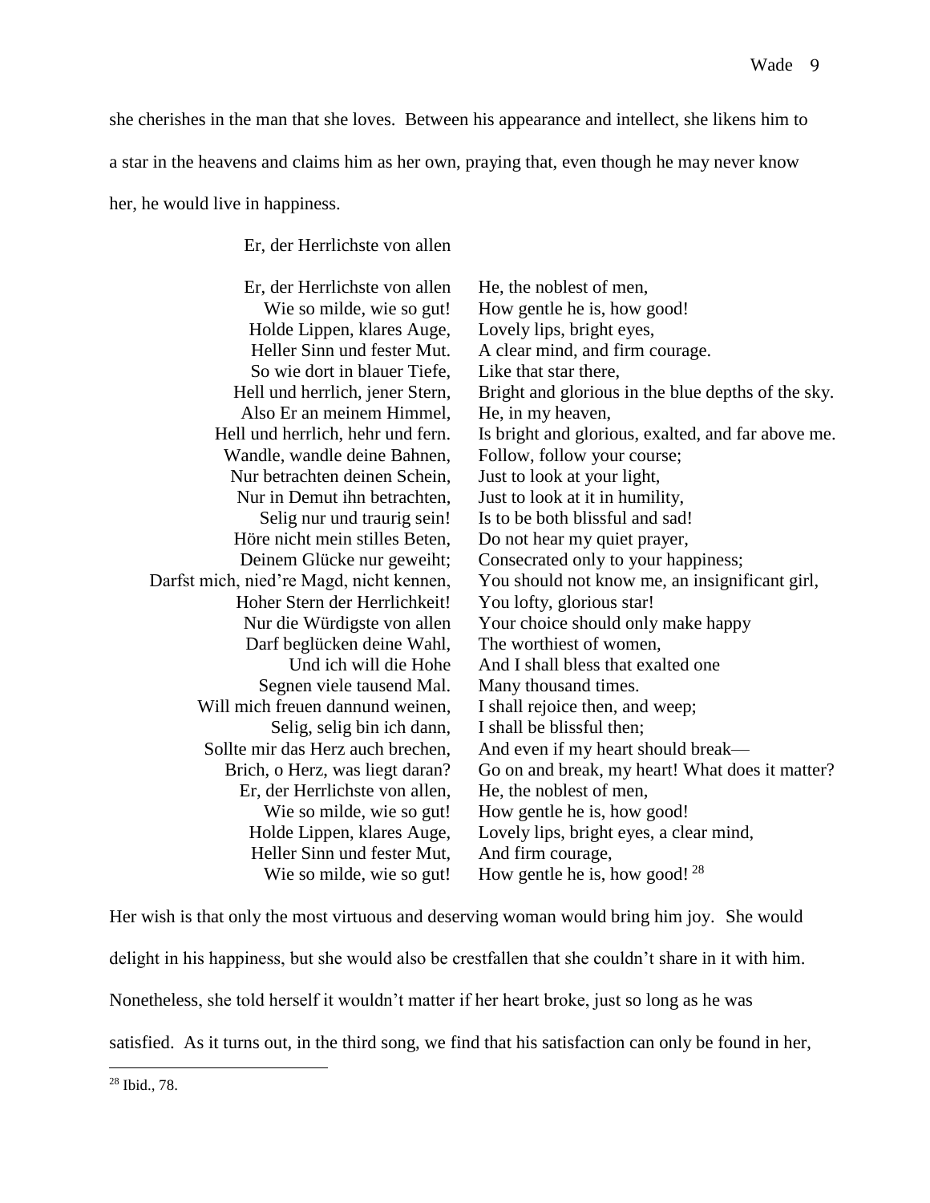she cherishes in the man that she loves. Between his appearance and intellect, she likens him to a star in the heavens and claims him as her own, praying that, even though he may never know her, he would live in happiness.

Er, der Herrlichste von allen

| | |
|---|---|
| Er, der Herrlichste von allen | He, the noblest of men, |
| Wie so milde, wie so gut! | How gentle he is, how good! |
| Holde Lippen, klares Auge, | Lovely lips, bright eyes, |
| Heller Sinn und fester Mut. | A clear mind, and firm courage. |
| So wie dort in blauer Tiefe, | Like that star there, |
| Hell und herrlich, jener Stern, | Bright and glorious in the blue depths of the sky. |
| Also Er an meinem Himmel, | He, in my heaven, |
| Hell und herrlich, hehr und fern. | Is bright and glorious, exalted, and far above me. |
| Wandle, wandle deine Bahnen, | Follow, follow your course; |
| Nur betrachten deinen Schein, | Just to look at your light, |
| Nur in Demut ihn betrachten, | Just to look at it in humility, |
| Selig nur und traurig sein! | Is to be both blissful and sad! |
| Höre nicht mein stilles Beten, | Do not hear my quiet prayer, |
| Deinem Glücke nur geweiht; | Consecrated only to your happiness; |
| Darfst mich, nied're Magd, nicht kennen, | You should not know me, an insignificant girl, |
| Hoher Stern der Herrlichkeit! | You lofty, glorious star! |
| Nur die Würdigste von allen | Your choice should only make happy |
| Darf beglücken deine Wahl, | The worthiest of women, |
| Und ich will die Hohe | And I shall bless that exalted one |
| Segnen viele tausend Mal. | Many thousand times. |
| Will mich freuen dannund weinen, | I shall rejoice then, and weep; |
| Selig, selig bin ich dann, | I shall be blissful then; |
| Sollte mir das Herz auch brechen, | And even if my heart should break— |
| Brich, o Herz, was liegt daran? | Go on and break, my heart! What does it matter? |
| Er, der Herrlichste von allen, | He, the noblest of men, |
| Wie so milde, wie so gut! | How gentle he is, how good! |
| Holde Lippen, klares Auge, | Lovely lips, bright eyes, a clear mind, |
| Heller Sinn und fester Mut, | And firm courage, |
| Wie so milde, wie so gut! | How gentle he is, how good! [28] |

Her wish is that only the most virtuous and deserving woman would bring him joy. She would delight in his happiness, but she would also be crestfallen that she couldn't share in it with him. Nonetheless, she told herself it wouldn't matter if her heart broke, just so long as he was satisfied. As it turns out, in the third song, we find that his satisfaction can only be found in her,

[28] Ibid., 78.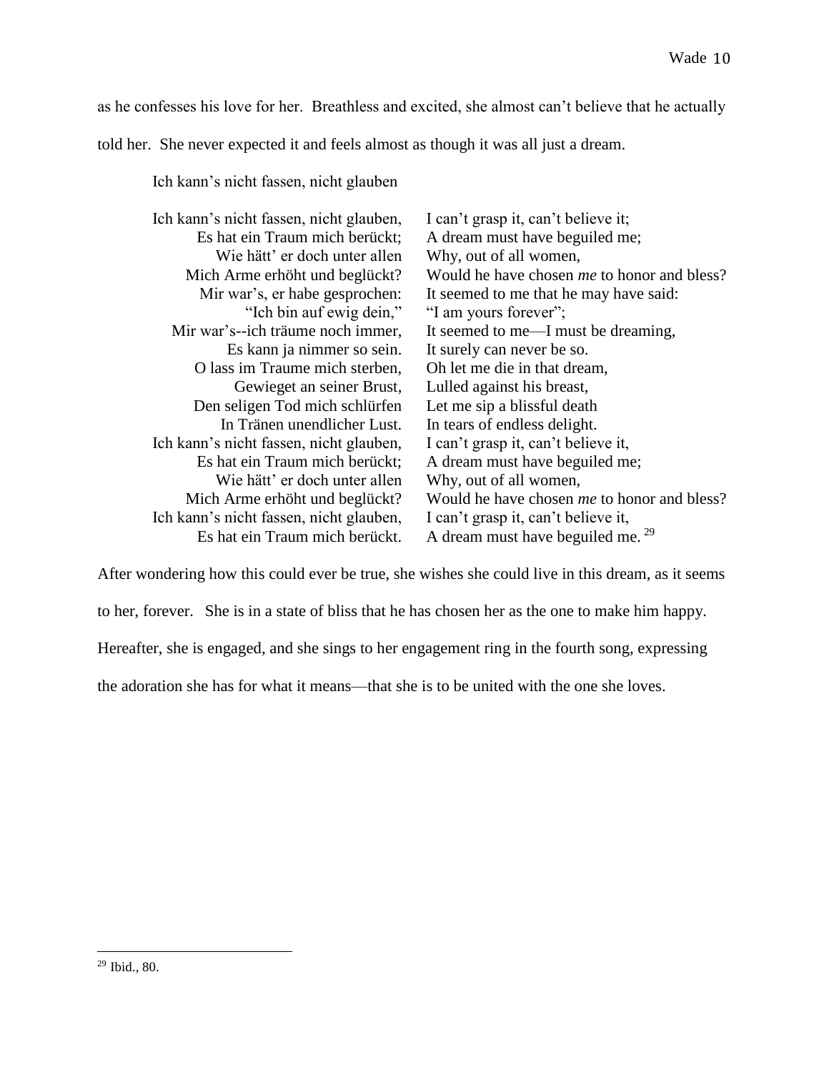as he confesses his love for her. Breathless and excited, she almost can't believe that he actually told her. She never expected it and feels almost as though it was all just a dream.

Ich kann's nicht fassen, nicht glauben

| | |
|---|---|
| Ich kann's nicht fassen, nicht glauben, | I can't grasp it, can't believe it; |
| Es hat ein Traum mich berückt; | A dream must have beguiled me; |
| Wie hätt' er doch unter allen | Why, out of all women, |
| Mich Arme erhöht und beglückt? | Would he have chosen *me* to honor and bless? |
| Mir war's, er habe gesprochen: | It seemed to me that he may have said: |
| "Ich bin auf ewig dein," | "I am yours forever"; |
| Mir war's--ich träume noch immer, | It seemed to me—I must be dreaming, |
| Es kann ja nimmer so sein. | It surely can never be so. |
| O lass im Traume mich sterben, | Oh let me die in that dream, |
| Gewieget an seiner Brust, | Lulled against his breast, |
| Den seligen Tod mich schlürfen | Let me sip a blissful death |
| In Tränen unendlicher Lust. | In tears of endless delight. |
| Ich kann's nicht fassen, nicht glauben, | I can't grasp it, can't believe it, |
| Es hat ein Traum mich berückt; | A dream must have beguiled me; |
| Wie hätt' er doch unter allen | Why, out of all women, |
| Mich Arme erhöht und beglückt? | Would he have chosen *me* to honor and bless? |
| Ich kann's nicht fassen, nicht glauben, | I can't grasp it, can't believe it, |
| Es hat ein Traum mich berückt. | A dream must have beguiled me. [29] |

After wondering how this could ever be true, she wishes she could live in this dream, as it seems to her, forever. She is in a state of bliss that he has chosen her as the one to make him happy. Hereafter, she is engaged, and she sings to her engagement ring in the fourth song, expressing the adoration she has for what it means—that she is to be united with the one she loves.

[29] Ibid., 80.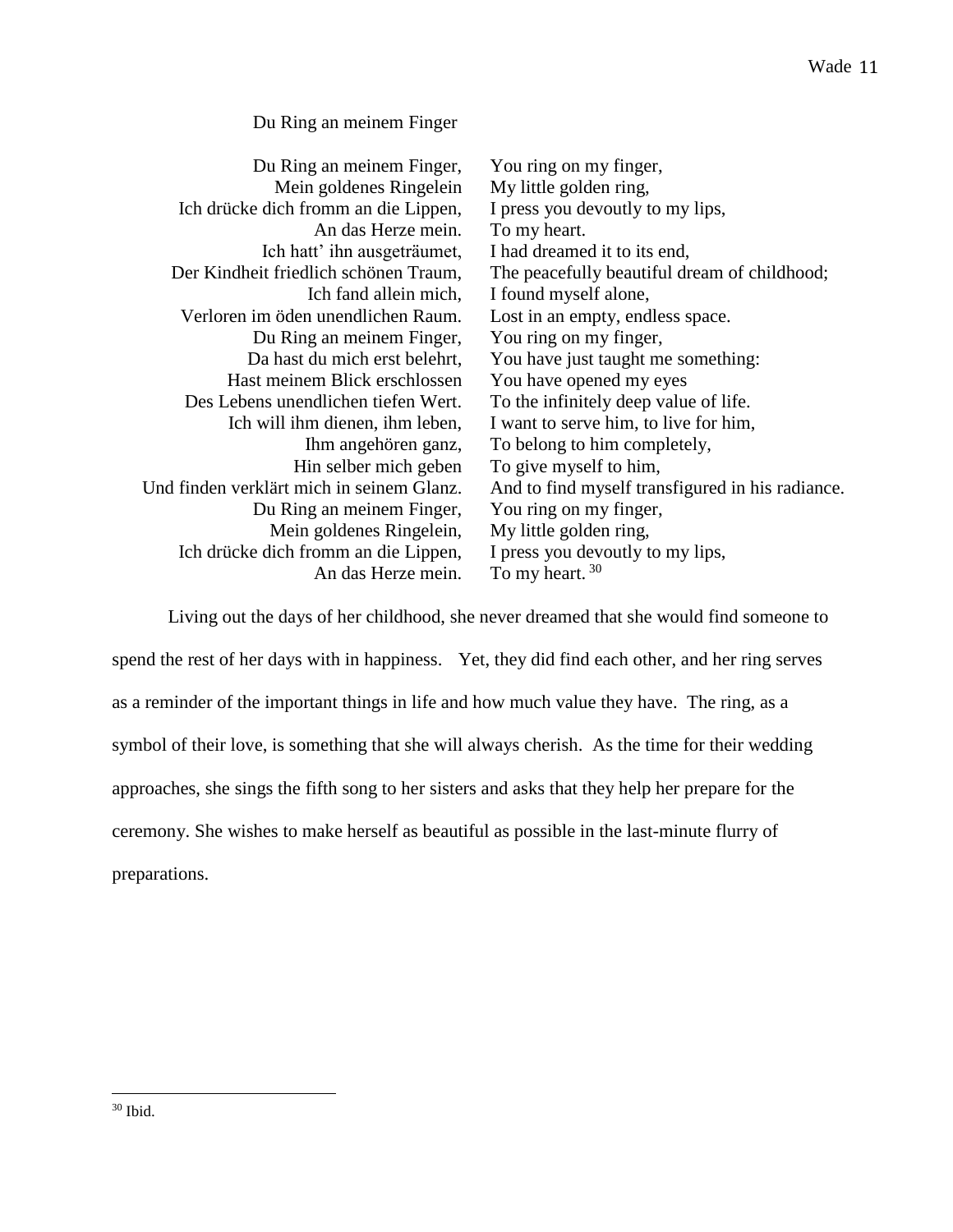Du Ring an meinem Finger

| | |
|---|---|
| Du Ring an meinem Finger, | You ring on my finger, |
| Mein goldenes Ringelein | My little golden ring, |
| Ich drücke dich fromm an die Lippen, | I press you devoutly to my lips, |
| An das Herze mein. | To my heart. |
| Ich hatt' ihn ausgeträumet, | I had dreamed it to its end, |
| Der Kindheit friedlich schönen Traum, | The peacefully beautiful dream of childhood; |
| Ich fand allein mich, | I found myself alone, |
| Verloren im öden unendlichen Raum. | Lost in an empty, endless space. |
| Du Ring an meinem Finger, | You ring on my finger, |
| Da hast du mich erst belehrt, | You have just taught me something: |
| Hast meinem Blick erschlossen | You have opened my eyes |
| Des Lebens unendlichen tiefen Wert. | To the infinitely deep value of life. |
| Ich will ihm dienen, ihm leben, | I want to serve him, to live for him, |
| Ihm angehören ganz, | To belong to him completely, |
| Hin selber mich geben | To give myself to him, |
| Und finden verklärt mich in seinem Glanz. | And to find myself transfigured in his radiance. |
| Du Ring an meinem Finger, | You ring on my finger, |
| Mein goldenes Ringelein, | My little golden ring, |
| Ich drücke dich fromm an die Lippen, | I press you devoutly to my lips, |
| An das Herze mein. | To my heart. [30] |

Living out the days of her childhood, she never dreamed that she would find someone to spend the rest of her days with in happiness. Yet, they did find each other, and her ring serves as a reminder of the important things in life and how much value they have. The ring, as a symbol of their love, is something that she will always cherish. As the time for their wedding approaches, she sings the fifth song to her sisters and asks that they help her prepare for the ceremony. She wishes to make herself as beautiful as possible in the last-minute flurry of preparations.

---

[30] Ibid.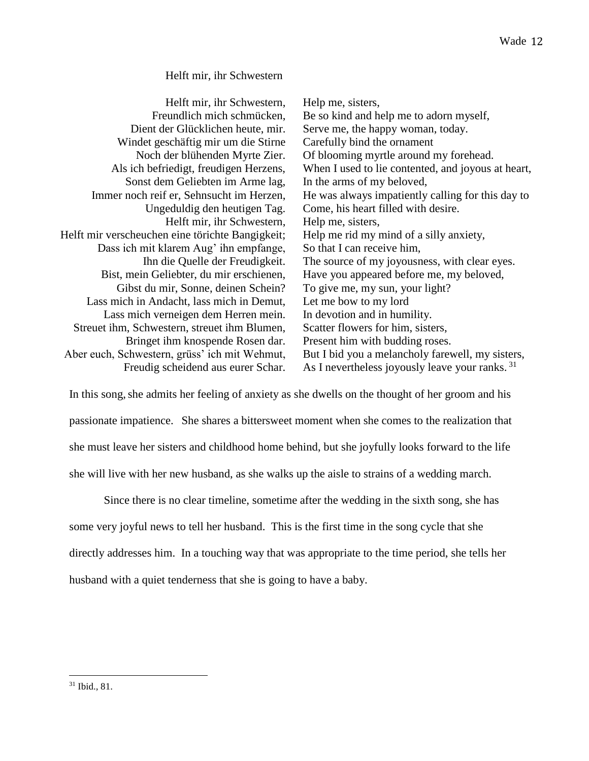Helft mir, ihr Schwestern

| | |
|---|---|
| Helft mir, ihr Schwestern, | Help me, sisters, |
| Freundlich mich schmücken, | Be so kind and help me to adorn myself, |
| Dient der Glücklichen heute, mir. | Serve me, the happy woman, today. |
| Windet geschäftig mir um die Stirne | Carefully bind the ornament |
| Noch der blühenden Myrte Zier. | Of blooming myrtle around my forehead. |
| Als ich befriedigt, freudigen Herzens, | When I used to lie contented, and joyous at heart, |
| Sonst dem Geliebten im Arme lag, | In the arms of my beloved, |
| Immer noch reif er, Sehnsucht im Herzen, | He was always impatiently calling for this day to |
| Ungeduldig den heutigen Tag. | Come, his heart filled with desire. |
| Helft mir, ihr Schwestern, | Help me, sisters, |
| Helft mir verscheuchen eine törichte Bangigkeit; | Help me rid my mind of a silly anxiety, |
| Dass ich mit klarem Aug' ihn empfange, | So that I can receive him, |
| Ihn die Quelle der Freudigkeit. | The source of my joyousness, with clear eyes. |
| Bist, mein Geliebter, du mir erschienen, | Have you appeared before me, my beloved, |
| Gibst du mir, Sonne, deinen Schein? | To give me, my sun, your light? |
| Lass mich in Andacht, lass mich in Demut, | Let me bow to my lord |
| Lass mich verneigen dem Herren mein. | In devotion and in humility. |
| Streuet ihm, Schwestern, streuet ihm Blumen, | Scatter flowers for him, sisters, |
| Bringet ihm knospende Rosen dar. | Present him with budding roses. |
| Aber euch, Schwestern, grüss' ich mit Wehmut, | But I bid you a melancholy farewell, my sisters, |
| Freudig scheidend aus eurer Schar. | As I nevertheless joyously leave your ranks. [31] |

In this song, she admits her feeling of anxiety as she dwells on the thought of her groom and his passionate impatience. She shares a bittersweet moment when she comes to the realization that she must leave her sisters and childhood home behind, but she joyfully looks forward to the life she will live with her new husband, as she walks up the aisle to strains of a wedding march.

Since there is no clear timeline, sometime after the wedding in the sixth song, she has some very joyful news to tell her husband. This is the first time in the song cycle that she directly addresses him. In a touching way that was appropriate to the time period, she tells her husband with a quiet tenderness that she is going to have a baby.

[31] Ibid., 81.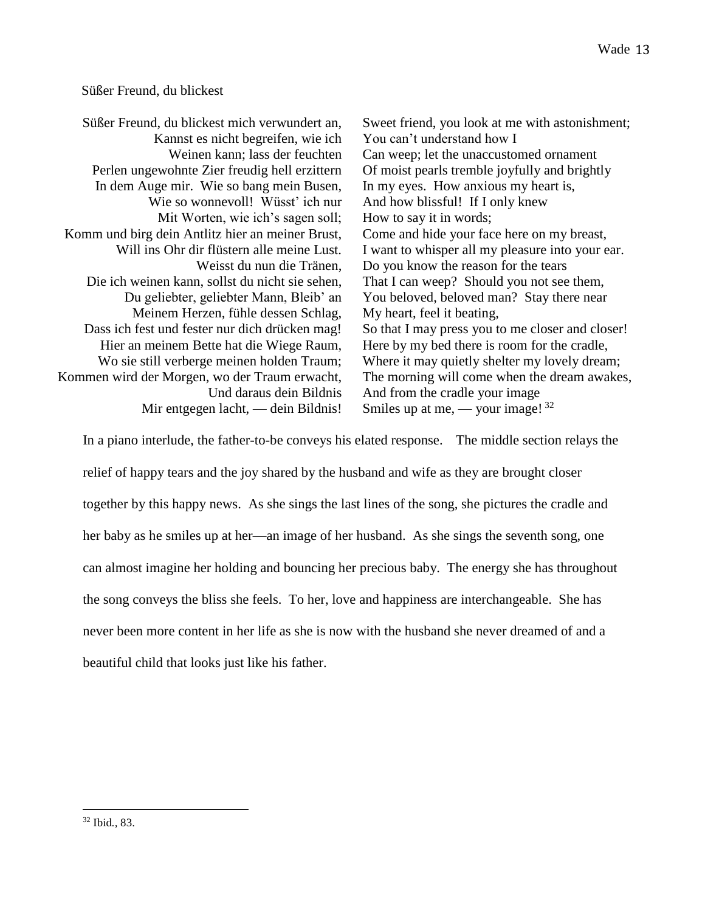Süßer Freund, du blickest

| | |
|---|---|
| Süßer Freund, du blickest mich verwundert an, | Sweet friend, you look at me with astonishment; |
| Kannst es nicht begreifen, wie ich | You can't understand how I |
| Weinen kann; lass der feuchten | Can weep; let the unaccustomed ornament |
| Perlen ungewohnte Zier freudig hell erzittern | Of moist pearls tremble joyfully and brightly |
| In dem Auge mir. Wie so bang mein Busen, | In my eyes. How anxious my heart is, |
| Wie so wonnevoll! Wüsst' ich nur | And how blissful! If I only knew |
| Mit Worten, wie ich's sagen soll; | How to say it in words; |
| Komm und birg dein Antlitz hier an meiner Brust, | Come and hide your face here on my breast, |
| Will ins Ohr dir flüstern alle meine Lust. | I want to whisper all my pleasure into your ear. |
| Weisst du nun die Tränen, | Do you know the reason for the tears |
| Die ich weinen kann, sollst du nicht sie sehen, | That I can weep? Should you not see them, |
| Du geliebter, geliebter Mann, Bleib' an | You beloved, beloved man? Stay there near |
| Meinem Herzen, fühle dessen Schlag, | My heart, feel it beating, |
| Dass ich fest und fester nur dich drücken mag! | So that I may press you to me closer and closer! |
| Hier an meinem Bette hat die Wiege Raum, | Here by my bed there is room for the cradle, |
| Wo sie still verberge meinen holden Traum; | Where it may quietly shelter my lovely dream; |
| Kommen wird der Morgen, wo der Traum erwacht, | The morning will come when the dream awakes, |
| Und daraus dein Bildnis | And from the cradle your image |
| Mir entgegen lacht, — dein Bildnis! | Smiles up at me, — your image! [32] |

In a piano interlude, the father-to-be conveys his elated response. The middle section relays the relief of happy tears and the joy shared by the husband and wife as they are brought closer together by this happy news. As she sings the last lines of the song, she pictures the cradle and her baby as he smiles up at her—an image of her husband. As she sings the seventh song, one can almost imagine her holding and bouncing her precious baby. The energy she has throughout the song conveys the bliss she feels. To her, love and happiness are interchangeable. She has never been more content in her life as she is now with the husband she never dreamed of and a beautiful child that looks just like his father.

---

[32] Ibid., 83.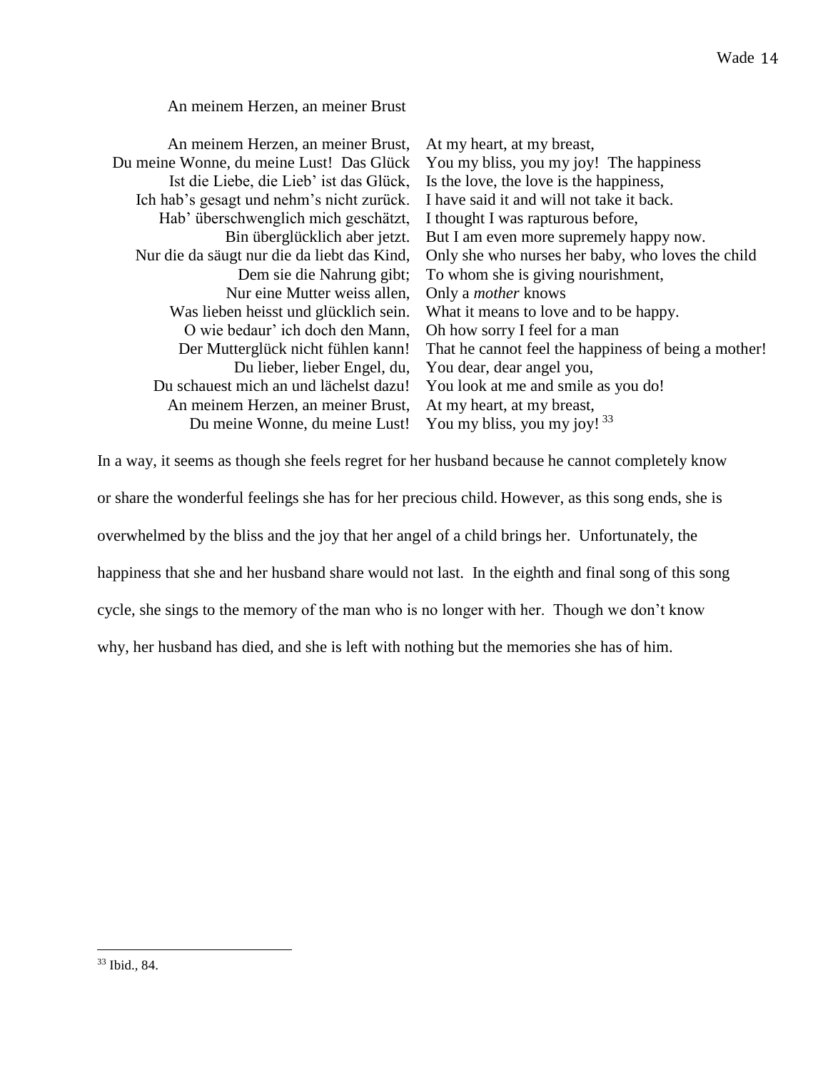An meinem Herzen, an meiner Brust

| | |
|---|---|
| An meinem Herzen, an meiner Brust, | At my heart, at my breast, |
| Du meine Wonne, du meine Lust! Das Glück | You my bliss, you my joy! The happiness |
| Ist die Liebe, die Lieb' ist das Glück, | Is the love, the love is the happiness, |
| Ich hab's gesagt und nehm's nicht zurück. | I have said it and will not take it back. |
| Hab' überschwenglich mich geschätzt, | I thought I was rapturous before, |
| Bin überglücklich aber jetzt. | But I am even more supremely happy now. |
| Nur die da säugt nur die da liebt das Kind, | Only she who nurses her baby, who loves the child |
| Dem sie die Nahrung gibt; | To whom she is giving nourishment, |
| Nur eine Mutter weiss allen, | Only a *mother* knows |
| Was lieben heisst und glücklich sein. | What it means to love and to be happy. |
| O wie bedaur' ich doch den Mann, | Oh how sorry I feel for a man |
| Der Mutterglück nicht fühlen kann! | That he cannot feel the happiness of being a mother! |
| Du lieber, lieber Engel, du, | You dear, dear angel you, |
| Du schauest mich an und lächelst dazu! | You look at me and smile as you do! |
| An meinem Herzen, an meiner Brust, | At my heart, at my breast, |
| Du meine Wonne, du meine Lust! | You my bliss, you my joy! [33] |

In a way, it seems as though she feels regret for her husband because he cannot completely know or share the wonderful feelings she has for her precious child. However, as this song ends, she is overwhelmed by the bliss and the joy that her angel of a child brings her. Unfortunately, the happiness that she and her husband share would not last. In the eighth and final song of this song cycle, she sings to the memory of the man who is no longer with her. Though we don't know why, her husband has died, and she is left with nothing but the memories she has of him.

[33] Ibid., 84.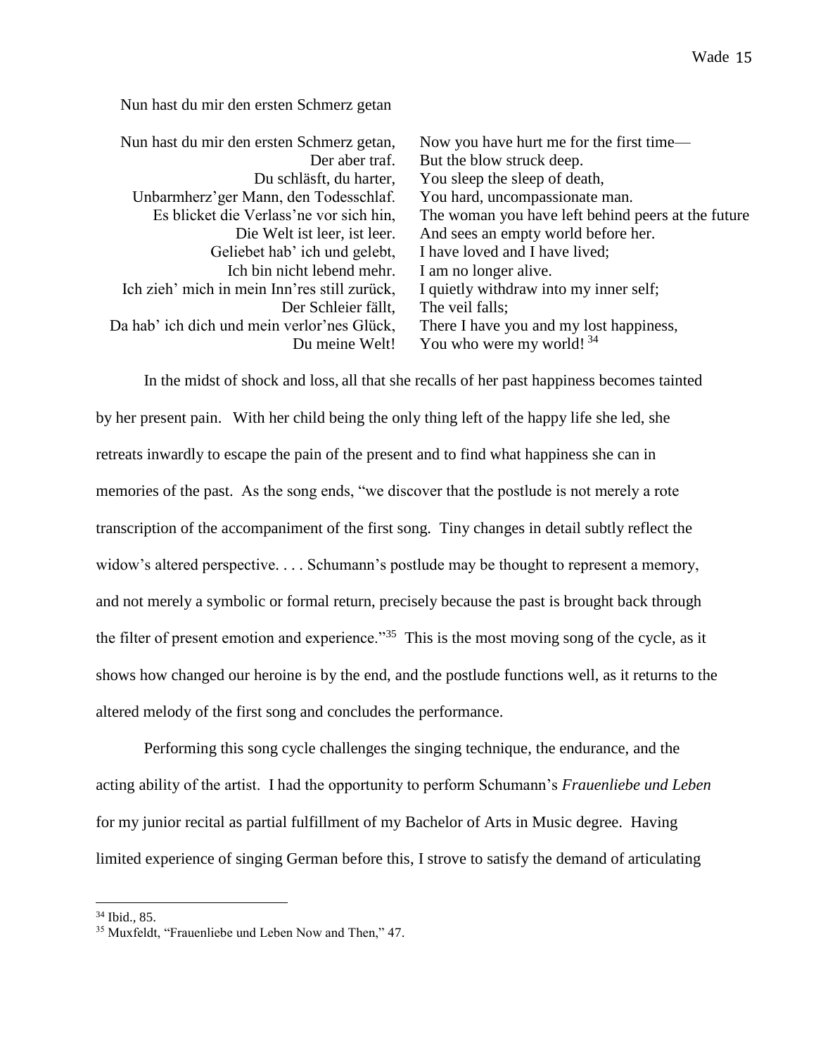Nun hast du mir den ersten Schmerz getan

| | |
|---|---|
| Nun hast du mir den ersten Schmerz getan, | Now you have hurt me for the first time— |
| Der aber traf. | But the blow struck deep. |
| Du schläsft, du harter, | You sleep the sleep of death, |
| Unbarmherz'ger Mann, den Todesschlaf. | You hard, uncompassionate man. |
| Es blicket die Verlass'ne vor sich hin, | The woman you have left behind peers at the future |
| Die Welt ist leer, ist leer. | And sees an empty world before her. |
| Geliebet hab' ich und gelebt, | I have loved and I have lived; |
| Ich bin nicht lebend mehr. | I am no longer alive. |
| Ich zieh' mich in mein Inn'res still zurück, | I quietly withdraw into my inner self; |
| Der Schleier fällt, | The veil falls; |
| Da hab' ich dich und mein verlor'nes Glück, | There I have you and my lost happiness, |
| Du meine Welt! | You who were my world! [34] |

In the midst of shock and loss, all that she recalls of her past happiness becomes tainted by her present pain. With her child being the only thing left of the happy life she led, she retreats inwardly to escape the pain of the present and to find what happiness she can in memories of the past. As the song ends, "we discover that the postlude is not merely a rote transcription of the accompaniment of the first song. Tiny changes in detail subtly reflect the widow's altered perspective. . . . Schumann's postlude may be thought to represent a memory, and not merely a symbolic or formal return, precisely because the past is brought back through the filter of present emotion and experience."[35] This is the most moving song of the cycle, as it shows how changed our heroine is by the end, and the postlude functions well, as it returns to the altered melody of the first song and concludes the performance.

Performing this song cycle challenges the singing technique, the endurance, and the acting ability of the artist. I had the opportunity to perform Schumann's *Frauenliebe und Leben* for my junior recital as partial fulfillment of my Bachelor of Arts in Music degree. Having limited experience of singing German before this, I strove to satisfy the demand of articulating

[34] Ibid., 85.

[35] Muxfeldt, "Frauenliebe und Leben Now and Then," 47.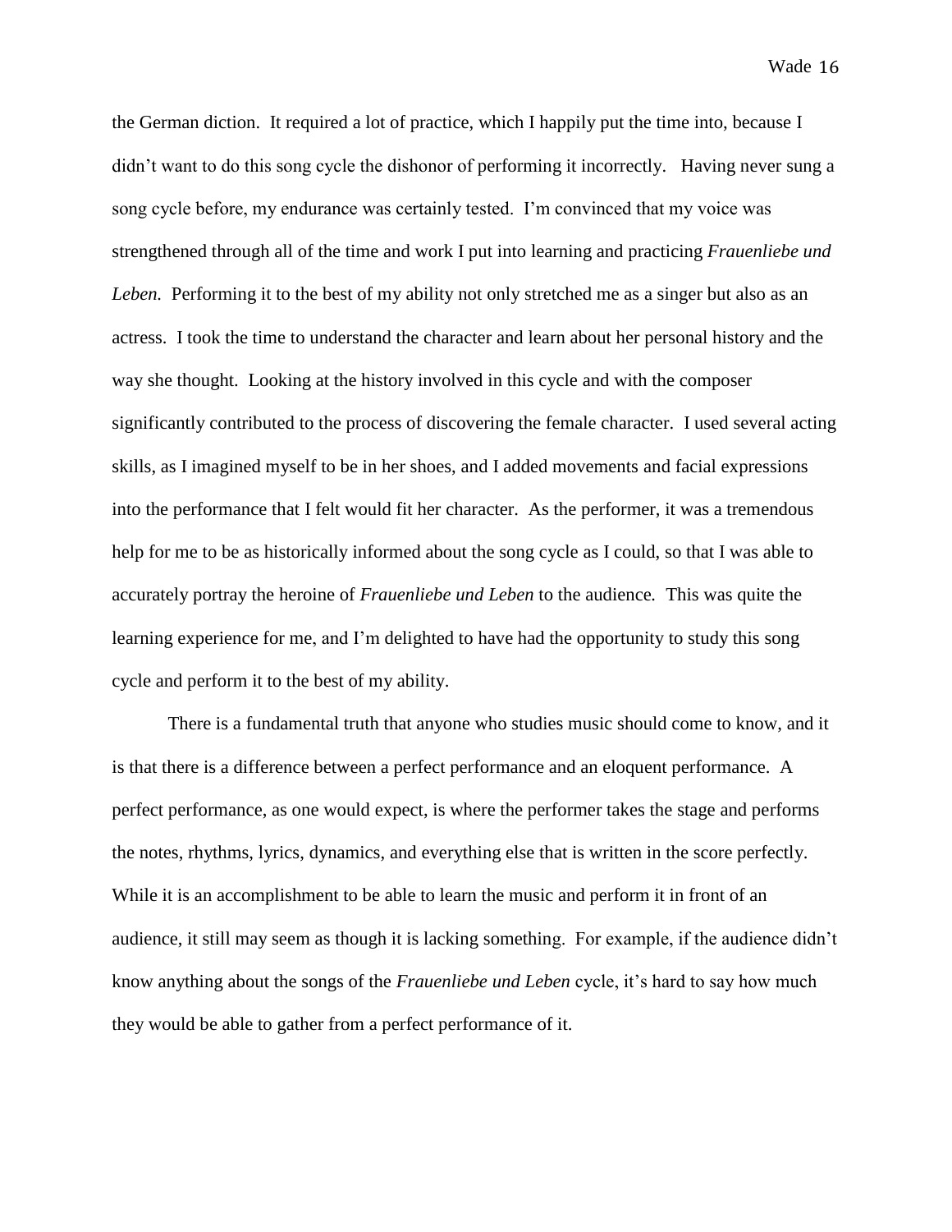the German diction. It required a lot of practice, which I happily put the time into, because I didn't want to do this song cycle the dishonor of performing it incorrectly. Having never sung a song cycle before, my endurance was certainly tested. I'm convinced that my voice was strengthened through all of the time and work I put into learning and practicing *Frauenliebe und Leben.* Performing it to the best of my ability not only stretched me as a singer but also as an actress. I took the time to understand the character and learn about her personal history and the way she thought. Looking at the history involved in this cycle and with the composer significantly contributed to the process of discovering the female character. I used several acting skills, as I imagined myself to be in her shoes, and I added movements and facial expressions into the performance that I felt would fit her character. As the performer, it was a tremendous help for me to be as historically informed about the song cycle as I could, so that I was able to accurately portray the heroine of *Frauenliebe und Leben* to the audience. This was quite the learning experience for me, and I'm delighted to have had the opportunity to study this song cycle and perform it to the best of my ability.

There is a fundamental truth that anyone who studies music should come to know, and it is that there is a difference between a perfect performance and an eloquent performance. A perfect performance, as one would expect, is where the performer takes the stage and performs the notes, rhythms, lyrics, dynamics, and everything else that is written in the score perfectly. While it is an accomplishment to be able to learn the music and perform it in front of an audience, it still may seem as though it is lacking something. For example, if the audience didn't know anything about the songs of the *Frauenliebe und Leben* cycle, it's hard to say how much they would be able to gather from a perfect performance of it.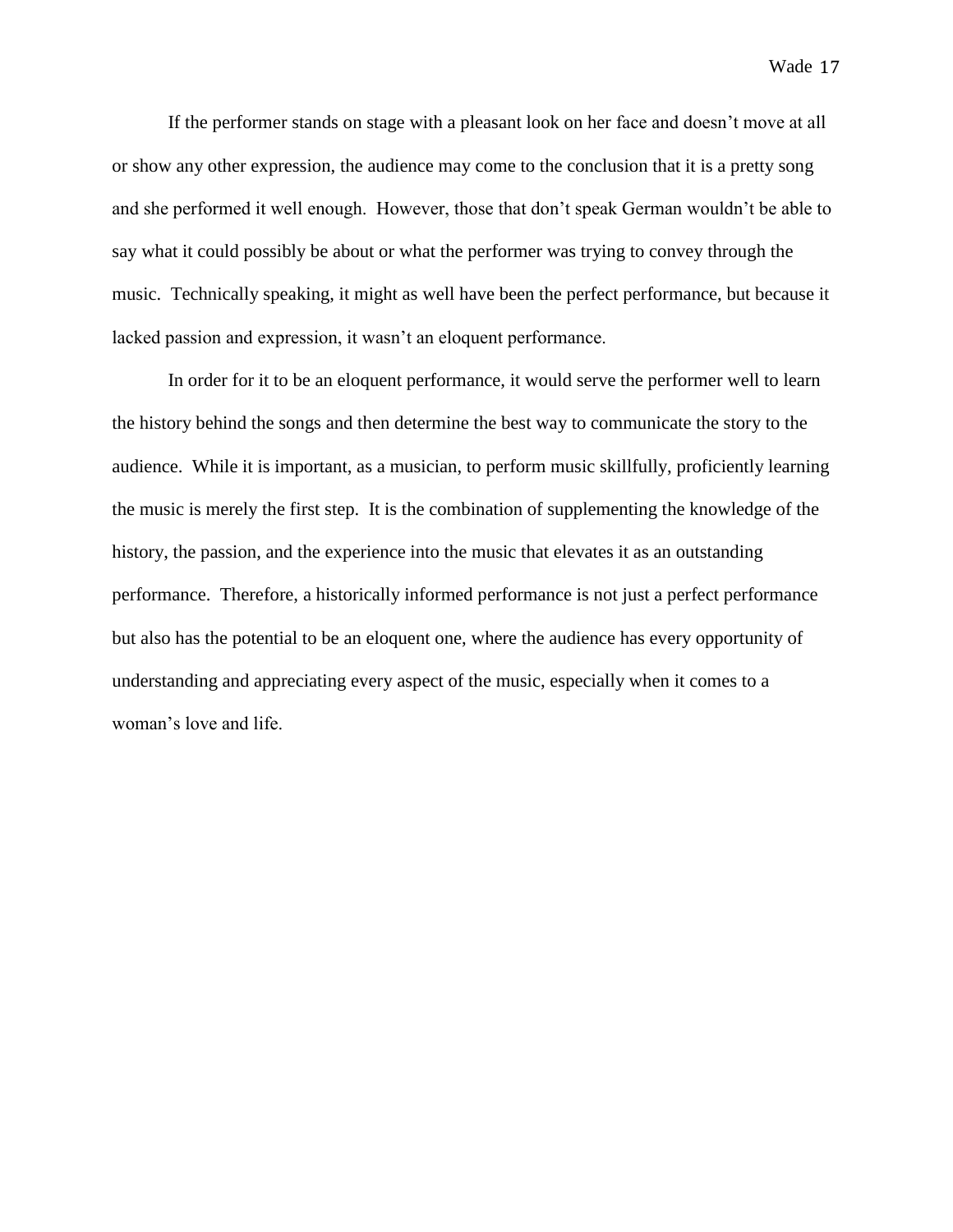If the performer stands on stage with a pleasant look on her face and doesn't move at all or show any other expression, the audience may come to the conclusion that it is a pretty song and she performed it well enough. However, those that don't speak German wouldn't be able to say what it could possibly be about or what the performer was trying to convey through the music. Technically speaking, it might as well have been the perfect performance, but because it lacked passion and expression, it wasn't an eloquent performance.

In order for it to be an eloquent performance, it would serve the performer well to learn the history behind the songs and then determine the best way to communicate the story to the audience. While it is important, as a musician, to perform music skillfully, proficiently learning the music is merely the first step. It is the combination of supplementing the knowledge of the history, the passion, and the experience into the music that elevates it as an outstanding performance. Therefore, a historically informed performance is not just a perfect performance but also has the potential to be an eloquent one, where the audience has every opportunity of understanding and appreciating every aspect of the music, especially when it comes to a woman's love and life.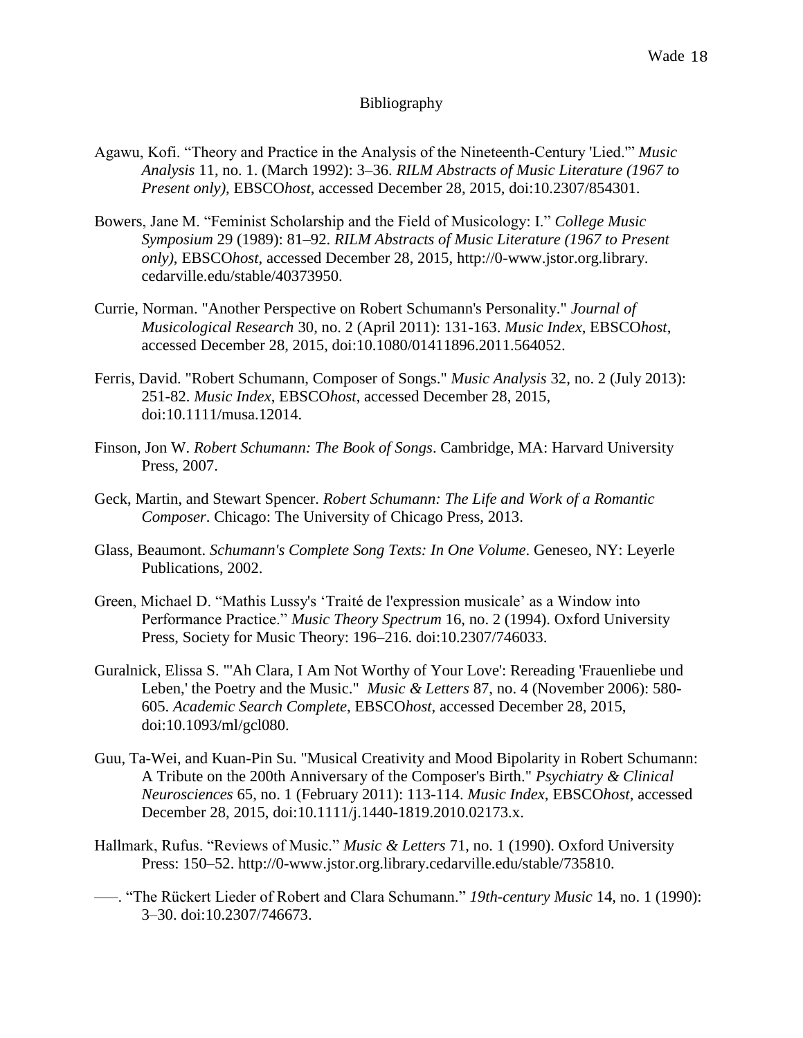# Bibliography

Agawu, Kofi. “Theory and Practice in the Analysis of the Nineteenth-Century 'Lied.'” *Music Analysis* 11, no. 1. (March 1992): 3–36. *RILM Abstracts of Music Literature (1967 to Present only)*, EBSCO*host*, accessed December 28, 2015, doi:10.2307/854301.

Bowers, Jane M. “Feminist Scholarship and the Field of Musicology: I.” *College Music Symposium* 29 (1989): 81–92. *RILM Abstracts of Music Literature (1967 to Present only)*, EBSCO*host*, accessed December 28, 2015, http://0-www.jstor.org.library.cedarville.edu/stable/40373950.

Currie, Norman. "Another Perspective on Robert Schumann's Personality." *Journal of Musicological Research* 30, no. 2 (April 2011): 131-163. *Music Index*, EBSCO*host*, accessed December 28, 2015, doi:10.1080/01411896.2011.564052.

Ferris, David. "Robert Schumann, Composer of Songs." *Music Analysis* 32, no. 2 (July 2013): 251-82. *Music Index*, EBSCO*host*, accessed December 28, 2015, doi:10.1111/musa.12014.

Finson, Jon W. *Robert Schumann: The Book of Songs*. Cambridge, MA: Harvard University Press, 2007.

Geck, Martin, and Stewart Spencer. *Robert Schumann: The Life and Work of a Romantic Composer*. Chicago: The University of Chicago Press, 2013.

Glass, Beaumont. *Schumann's Complete Song Texts: In One Volume*. Geneseo, NY: Leyerle Publications, 2002.

Green, Michael D. “Mathis Lussy's ‘Traité de l'expression musicale’ as a Window into Performance Practice.” *Music Theory Spectrum* 16, no. 2 (1994). Oxford University Press, Society for Music Theory: 196–216. doi:10.2307/746033.

Guralnick, Elissa S. "'Ah Clara, I Am Not Worthy of Your Love': Rereading 'Frauenliebe und Leben,' the Poetry and the Music." *Music & Letters* 87, no. 4 (November 2006): 580-605. *Academic Search Complete*, EBSCO*host*, accessed December 28, 2015, doi:10.1093/ml/gcl080.

Guu, Ta-Wei, and Kuan-Pin Su. "Musical Creativity and Mood Bipolarity in Robert Schumann: A Tribute on the 200th Anniversary of the Composer's Birth." *Psychiatry & Clinical Neurosciences* 65, no. 1 (February 2011): 113-114. *Music Index*, EBSCO*host*, accessed December 28, 2015, doi:10.1111/j.1440-1819.2010.02173.x.

Hallmark, Rufus. “Reviews of Music.” *Music & Letters* 71, no. 1 (1990). Oxford University Press: 150–52. http://0-www.jstor.org.library.cedarville.edu/stable/735810.

–––. “The Rückert Lieder of Robert and Clara Schumann.” *19th-century Music* 14, no. 1 (1990): 3–30. doi:10.2307/746673.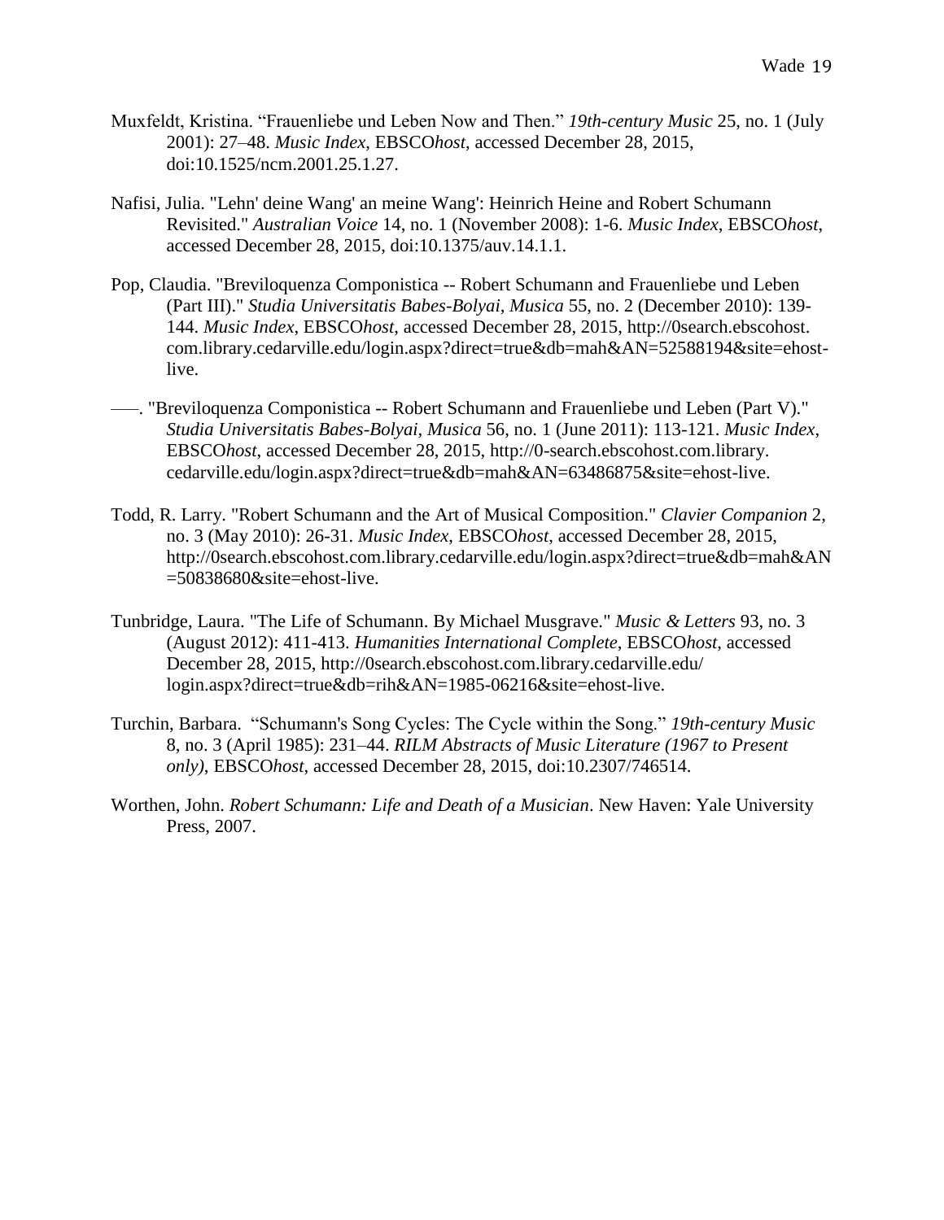Muxfeldt, Kristina. “Frauenliebe und Leben Now and Then.” *19th-century Music* 25, no. 1 (July 2001): 27–48. *Music Index*, EBSCO*host*, accessed December 28, 2015, doi:10.1525/ncm.2001.25.1.27.

Nafisi, Julia. "Lehn' deine Wang' an meine Wang': Heinrich Heine and Robert Schumann Revisited." *Australian Voice* 14, no. 1 (November 2008): 1-6. *Music Index*, EBSCO*host*, accessed December 28, 2015, doi:10.1375/auv.14.1.1.

Pop, Claudia. "Breviloquenza Componistica -- Robert Schumann and Frauenliebe und Leben (Part III)." *Studia Universitatis Babes-Bolyai, Musica* 55, no. 2 (December 2010): 139-144. *Music Index*, EBSCO*host*, accessed December 28, 2015, http://0search.ebscohost.com.library.cedarville.edu/login.aspx?direct=true&db=mah&AN=52588194&site=ehost-live.

–––. "Breviloquenza Componistica -- Robert Schumann and Frauenliebe und Leben (Part V)." *Studia Universitatis Babes-Bolyai, Musica* 56, no. 1 (June 2011): 113-121. *Music Index*, EBSCO*host*, accessed December 28, 2015, http://0-search.ebscohost.com.library.cedarville.edu/login.aspx?direct=true&db=mah&AN=63486875&site=ehost-live.

Todd, R. Larry. "Robert Schumann and the Art of Musical Composition." *Clavier Companion* 2, no. 3 (May 2010): 26-31. *Music Index*, EBSCO*host*, accessed December 28, 2015, http://0search.ebscohost.com.library.cedarville.edu/login.aspx?direct=true&db=mah&AN=50838680&site=ehost-live.

Tunbridge, Laura. "The Life of Schumann. By Michael Musgrave." *Music & Letters* 93, no. 3 (August 2012): 411-413. *Humanities International Complete*, EBSCO*host*, accessed December 28, 2015, http://0search.ebscohost.com.library.cedarville.edu/login.aspx?direct=true&db=rih&AN=1985-06216&site=ehost-live.

Turchin, Barbara. “Schumann's Song Cycles: The Cycle within the Song.” *19th-century Music* 8, no. 3 (April 1985): 231–44. *RILM Abstracts of Music Literature (1967 to Present only)*, EBSCO*host*, accessed December 28, 2015, doi:10.2307/746514.

Worthen, John. *Robert Schumann: Life and Death of a Musician*. New Haven: Yale University Press, 2007.